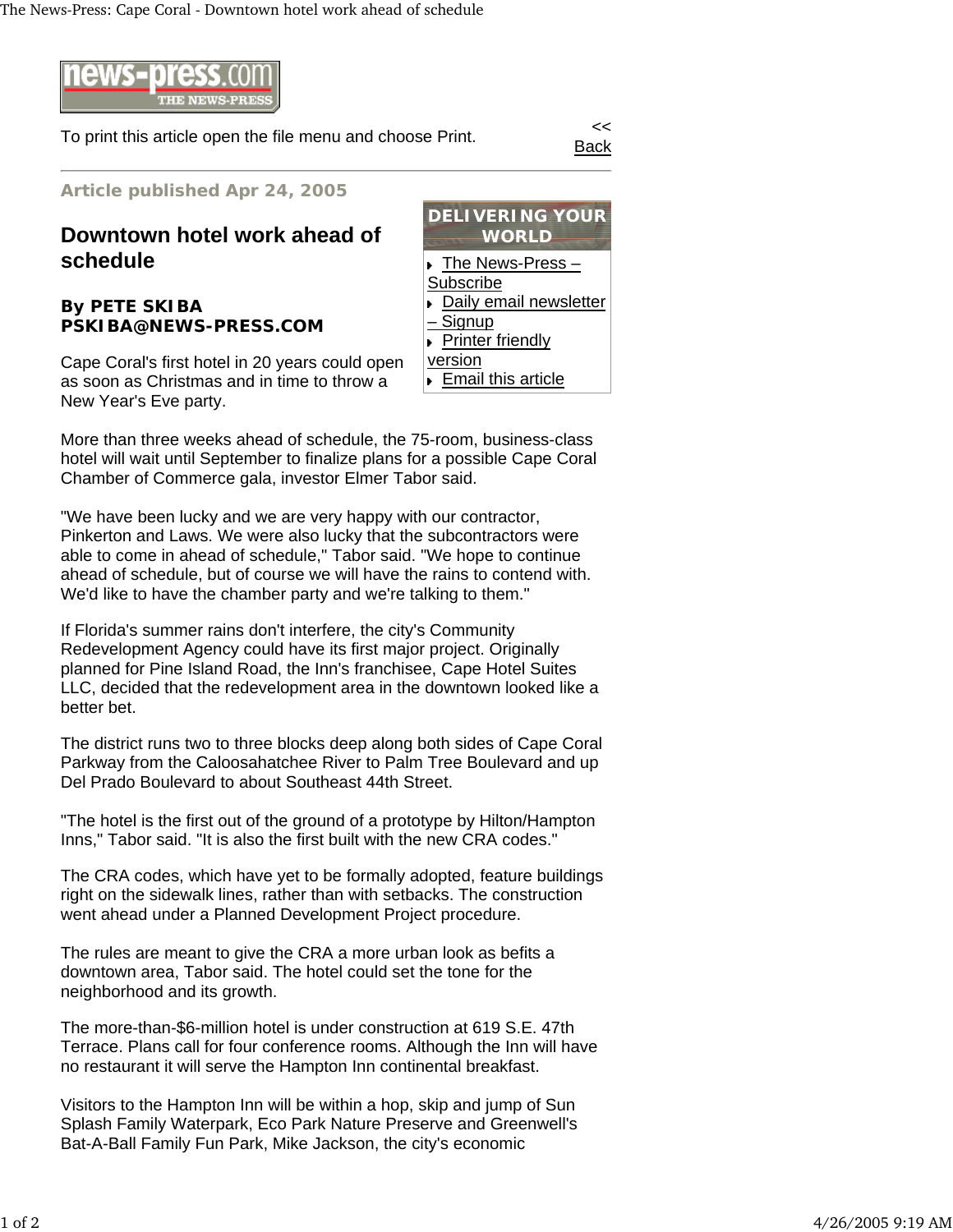news-press.com THE NEWS-PRESS

To print this article open the file menu and choose Print.

<< Back

**Article published Apr 24, 2005**

# Downtown hotel work ahead of schedule

**By PETE SKIBA**
**PSKIBA@NEWS-PRESS.COM**

DELIVERING YOUR WORLD

- The News-Press – Subscribe
- Daily email newsletter – Signup
- Printer friendly version
- Email this article

Cape Coral's first hotel in 20 years could open as soon as Christmas and in time to throw a New Year's Eve party.

More than three weeks ahead of schedule, the 75-room, business-class hotel will wait until September to finalize plans for a possible Cape Coral Chamber of Commerce gala, investor Elmer Tabor said.

"We have been lucky and we are very happy with our contractor, Pinkerton and Laws. We were also lucky that the subcontractors were able to come in ahead of schedule," Tabor said. "We hope to continue ahead of schedule, but of course we will have the rains to contend with. We'd like to have the chamber party and we're talking to them."

If Florida's summer rains don't interfere, the city's Community Redevelopment Agency could have its first major project. Originally planned for Pine Island Road, the Inn's franchisee, Cape Hotel Suites LLC, decided that the redevelopment area in the downtown looked like a better bet.

The district runs two to three blocks deep along both sides of Cape Coral Parkway from the Caloosahatchee River to Palm Tree Boulevard and up Del Prado Boulevard to about Southeast 44th Street.

"The hotel is the first out of the ground of a prototype by Hilton/Hampton Inns," Tabor said. "It is also the first built with the new CRA codes."

The CRA codes, which have yet to be formally adopted, feature buildings right on the sidewalk lines, rather than with setbacks. The construction went ahead under a Planned Development Project procedure.

The rules are meant to give the CRA a more urban look as befits a downtown area, Tabor said. The hotel could set the tone for the neighborhood and its growth.

The more-than-$6-million hotel is under construction at 619 S.E. 47th Terrace. Plans call for four conference rooms. Although the Inn will have no restaurant it will serve the Hampton Inn continental breakfast.

Visitors to the Hampton Inn will be within a hop, skip and jump of Sun Splash Family Waterpark, Eco Park Nature Preserve and Greenwell's Bat-A-Ball Family Fun Park, Mike Jackson, the city's economic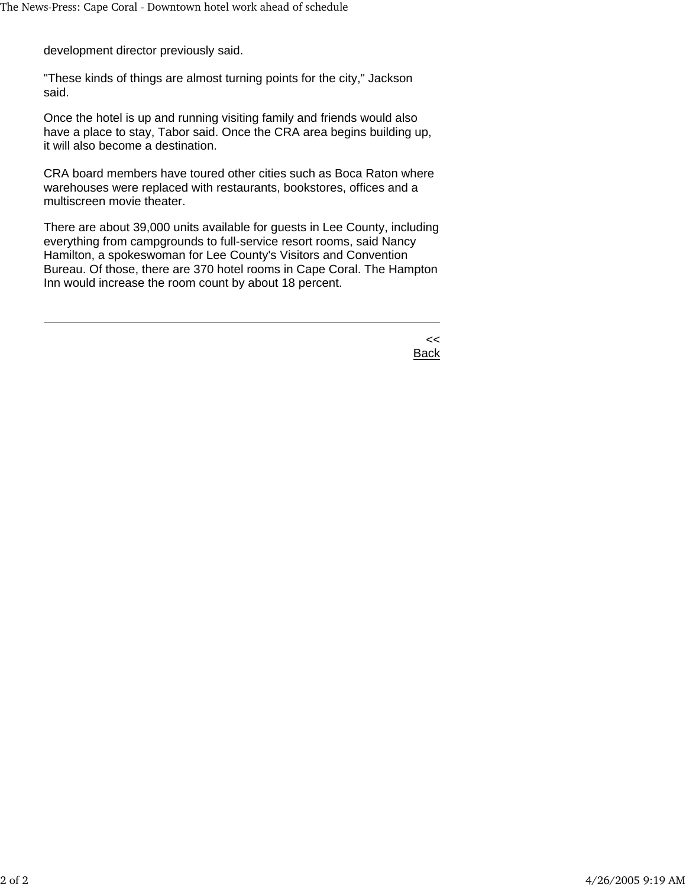development director previously said.

"These kinds of things are almost turning points for the city," Jackson said.

Once the hotel is up and running visiting family and friends would also have a place to stay, Tabor said. Once the CRA area begins building up, it will also become a destination.

CRA board members have toured other cities such as Boca Raton where warehouses were replaced with restaurants, bookstores, offices and a multiscreen movie theater.

There are about 39,000 units available for guests in Lee County, including everything from campgrounds to full-service resort rooms, said Nancy Hamilton, a spokeswoman for Lee County's Visitors and Convention Bureau. Of those, there are 370 hotel rooms in Cape Coral. The Hampton Inn would increase the room count by about 18 percent.

---

<< Back